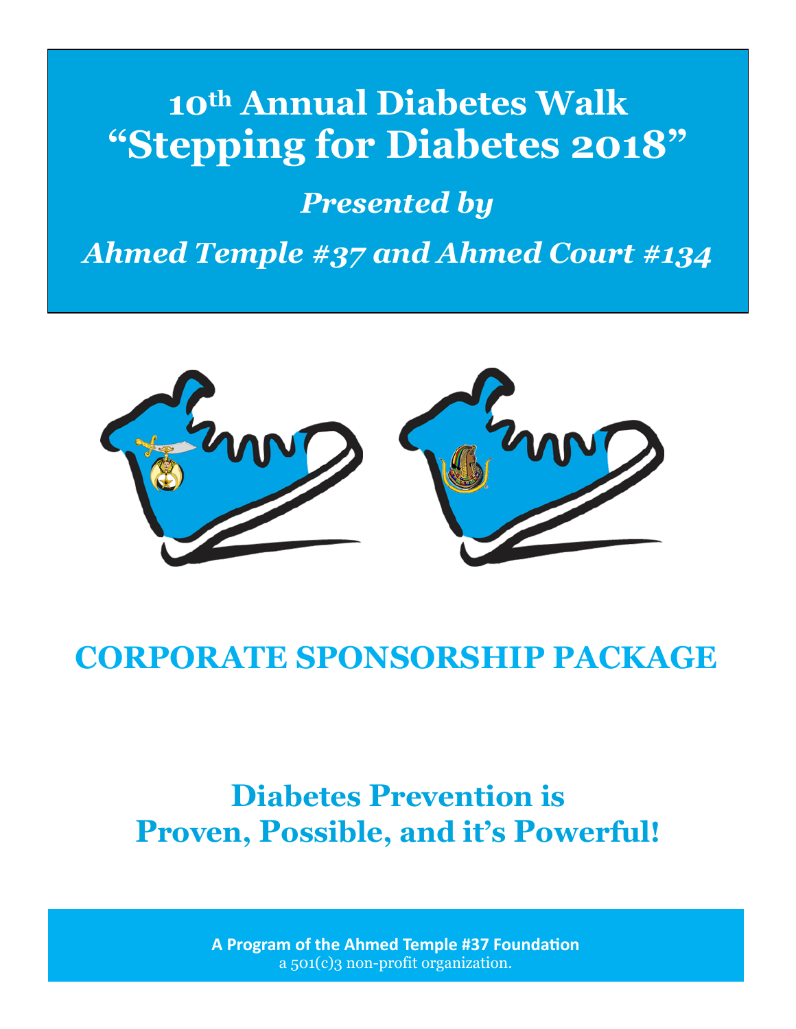# 10th Annual Diabetes Walk
# "Stepping for Diabetes 2018"

***Presented by***

***Ahmed Temple #37 and Ahmed Court #134***

## CORPORATE SPONSORSHIP PACKAGE

## Diabetes Prevention is Proven, Possible, and it's Powerful!

**A Program of the Ahmed Temple #37 Foundation**
a 501(c)3 non-profit organization.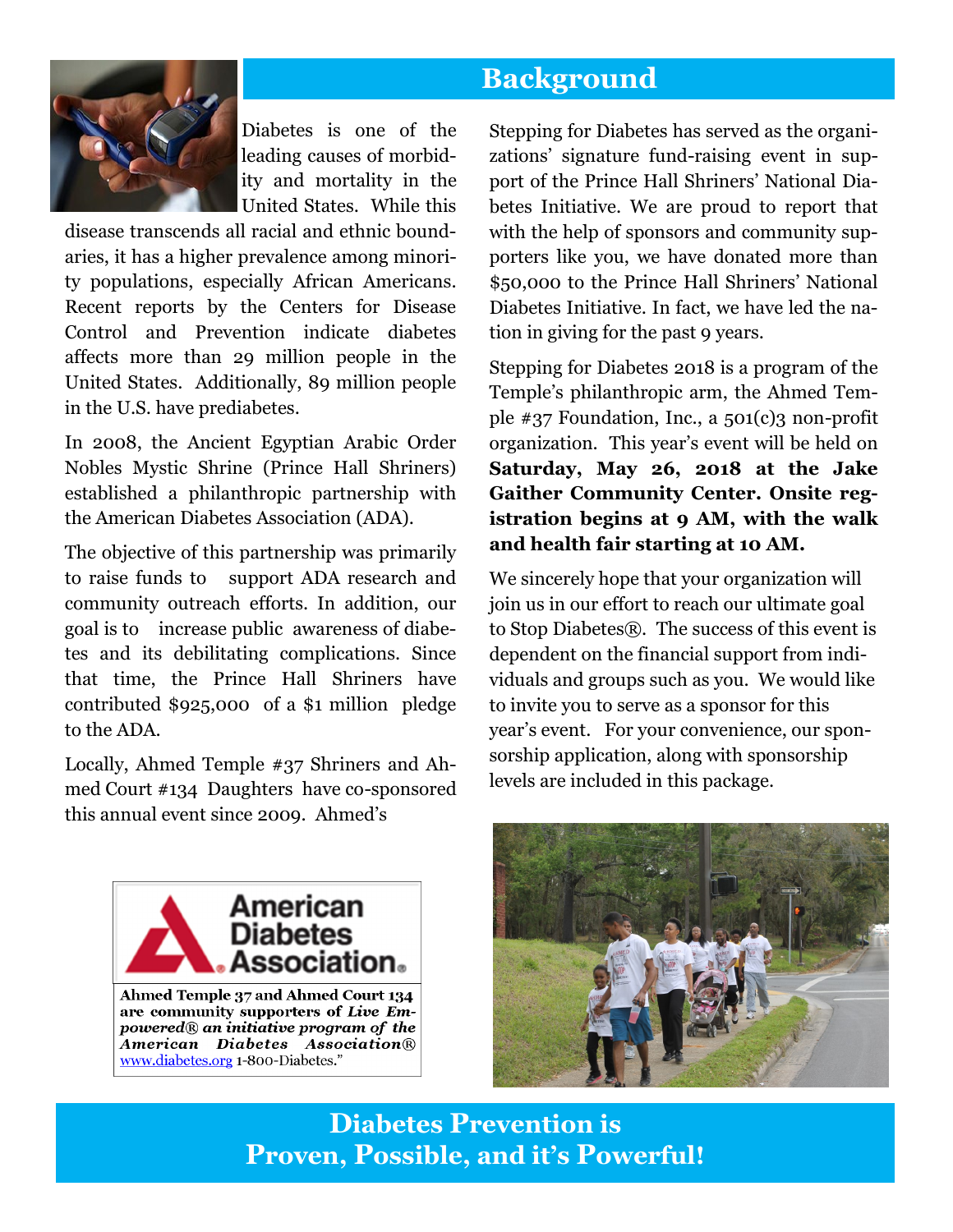## Background

Diabetes is one of the leading causes of morbidity and mortality in the United States. While this disease transcends all racial and ethnic boundaries, it has a higher prevalence among minority populations, especially African Americans. Recent reports by the Centers for Disease Control and Prevention indicate diabetes affects more than 29 million people in the United States. Additionally, 89 million people in the U.S. have prediabetes.

In 2008, the Ancient Egyptian Arabic Order Nobles Mystic Shrine (Prince Hall Shriners) established a philanthropic partnership with the American Diabetes Association (ADA).

The objective of this partnership was primarily to raise funds to support ADA research and community outreach efforts. In addition, our goal is to increase public awareness of diabetes and its debilitating complications. Since that time, the Prince Hall Shriners have contributed $925,000 of a $1 million pledge to the ADA.

Locally, Ahmed Temple #37 Shriners and Ahmed Court #134 Daughters have co-sponsored this annual event since 2009. Ahmed's Stepping for Diabetes has served as the organizations' signature fund-raising event in support of the Prince Hall Shriners' National Diabetes Initiative. We are proud to report that with the help of sponsors and community supporters like you, we have donated more than $50,000 to the Prince Hall Shriners' National Diabetes Initiative. In fact, we have led the nation in giving for the past 9 years.

Stepping for Diabetes 2018 is a program of the Temple's philanthropic arm, the Ahmed Temple #37 Foundation, Inc., a 501(c)3 non-profit organization. This year's event will be held on **Saturday, May 26, 2018 at the Jake Gaither Community Center. Onsite registration begins at 9 AM, with the walk and health fair starting at 10 AM.**

We sincerely hope that your organization will join us in our effort to reach our ultimate goal to Stop Diabetes®. The success of this event is dependent on the financial support from individuals and groups such as you. We would like to invite you to serve as a sponsor for this year's event. For your convenience, our sponsorship application, along with sponsorship levels are included in this package.

American Diabetes Association.

**Ahmed Temple 37 and Ahmed Court 134 are community supporters of *Live Empowered® an initiative program of the American Diabetes Association®*** www.diabetes.org 1-800-Diabetes."

**Diabetes Prevention is Proven, Possible, and it's Powerful!**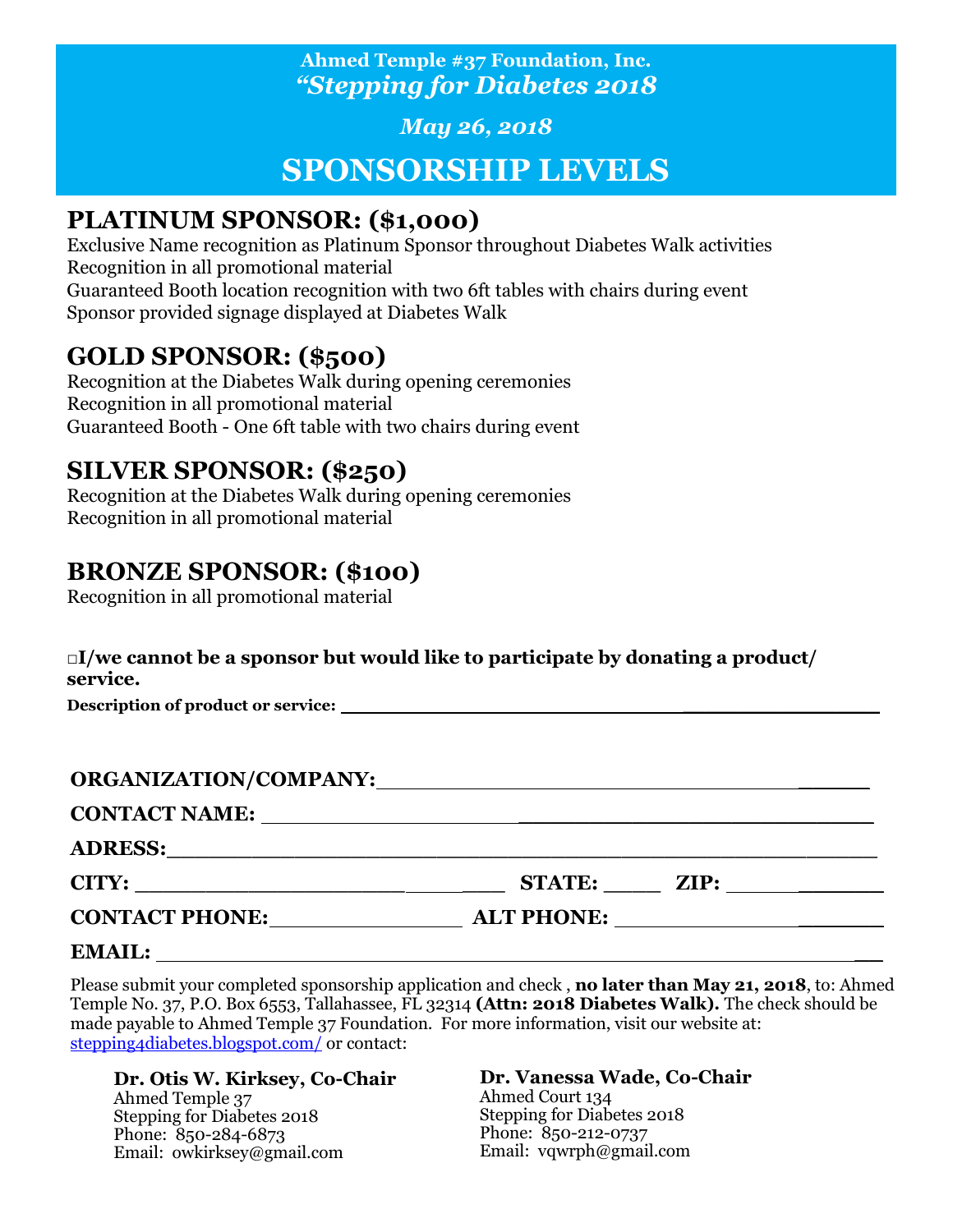**Ahmed Temple #37 Foundation, Inc.**

***"Stepping for Diabetes 2018***

***May 26, 2018***

# SPONSORSHIP LEVELS

## PLATINUM SPONSOR: ($1,000)

Exclusive Name recognition as Platinum Sponsor throughout Diabetes Walk activities
Recognition in all promotional material
Guaranteed Booth location recognition with two 6ft tables with chairs during event
Sponsor provided signage displayed at Diabetes Walk

## GOLD SPONSOR: ($500)

Recognition at the Diabetes Walk during opening ceremonies
Recognition in all promotional material
Guaranteed Booth - One 6ft table with two chairs during event

## SILVER SPONSOR: ($250)

Recognition at the Diabetes Walk during opening ceremonies
Recognition in all promotional material

## BRONZE SPONSOR: ($100)

Recognition in all promotional material

□**I/we cannot be a sponsor but would like to participate by donating a product/ service.**

**Description of product or service:** ______________________________________________

**ORGANIZATION/COMPANY:** ______________________________________

**CONTACT NAME:** ______________________________________________

**ADRESS:** ___________________________________________________

**CITY:** ___________________________ **STATE:** _____ **ZIP:** _____________

**CONTACT PHONE:** _______________ **ALT PHONE:** __________________

**EMAIL:** ____________________________________________________

Please submit your completed sponsorship application and check , **no later than May 21, 2018**, to: Ahmed Temple No. 37, P.O. Box 6553, Tallahassee, FL 32314 **(Attn: 2018 Diabetes Walk).** The check should be made payable to Ahmed Temple 37 Foundation. For more information, visit our website at: stepping4diabetes.blogspot.com/ or contact:

**Dr. Otis W. Kirksey, Co-Chair**
Ahmed Temple 37
Stepping for Diabetes 2018
Phone: 850-284-6873
Email: owkirksey@gmail.com

**Dr. Vanessa Wade, Co-Chair**
Ahmed Court 134
Stepping for Diabetes 2018
Phone: 850-212-0737
Email: vqwrph@gmail.com